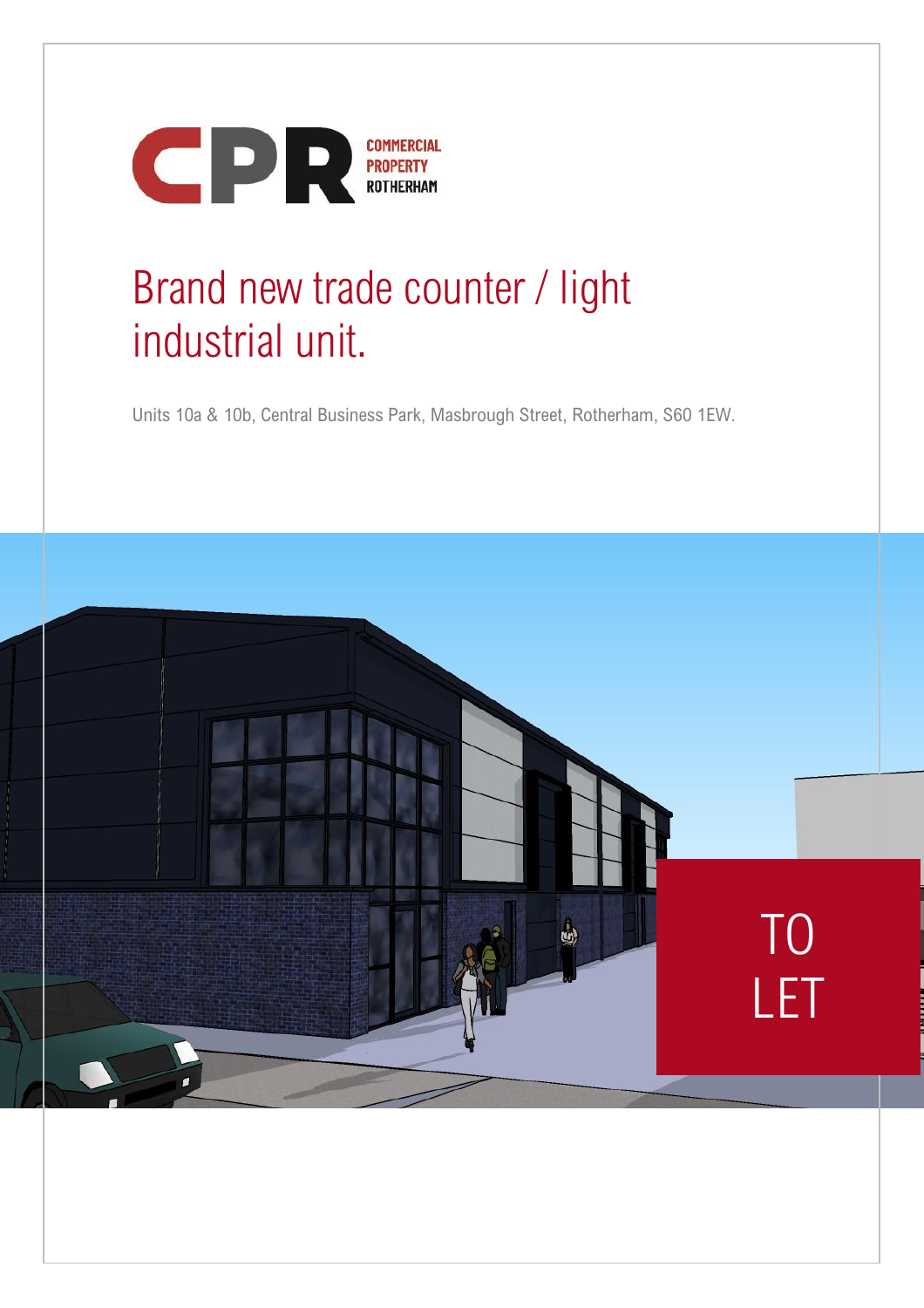CPR COMMERCIAL PROPERTY ROTHERHAM

# Brand new trade counter / light industrial unit.

Units 10a & 10b, Central Business Park, Masbrough Street, Rotherham, S60 1EW.

TO LET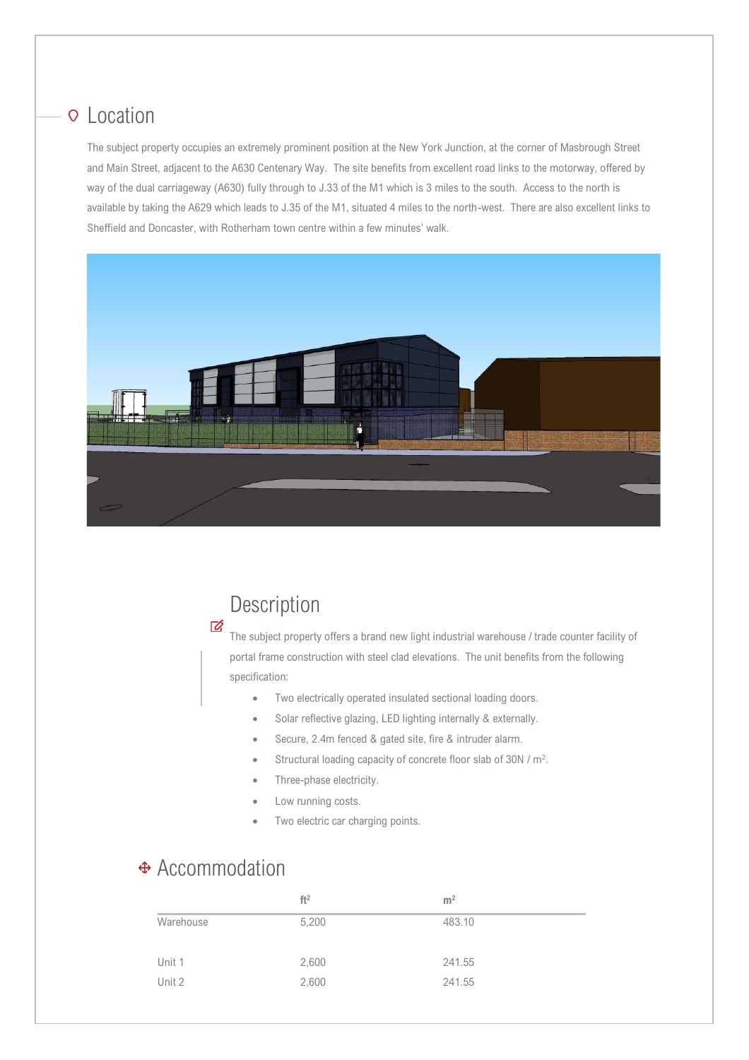## Location

The subject property occupies an extremely prominent position at the New York Junction, at the corner of Masbrough Street and Main Street, adjacent to the A630 Centenary Way. The site benefits from excellent road links to the motorway, offered by way of the dual carriageway (A630) fully through to J.33 of the M1 which is 3 miles to the south. Access to the north is available by taking the A629 which leads to J.35 of the M1, situated 4 miles to the north-west. There are also excellent links to Sheffield and Doncaster, with Rotherham town centre within a few minutes' walk.

## Description

The subject property offers a brand new light industrial warehouse / trade counter facility of portal frame construction with steel clad elevations. The unit benefits from the following specification:

- Two electrically operated insulated sectional loading doors.
- Solar reflective glazing, LED lighting internally & externally.
- Secure, 2.4m fenced & gated site, fire & intruder alarm.
- Structural loading capacity of concrete floor slab of 30N / m$^2$.
- Three-phase electricity.
- Low running costs.
- Two electric car charging points.

## Accommodation

| | ft$^2$ | m$^2$ |
|---|---|---|
| Warehouse | 5,200 | 483.10 |
| Unit 1 | 2,600 | 241.55 |
| Unit 2 | 2,600 | 241.55 |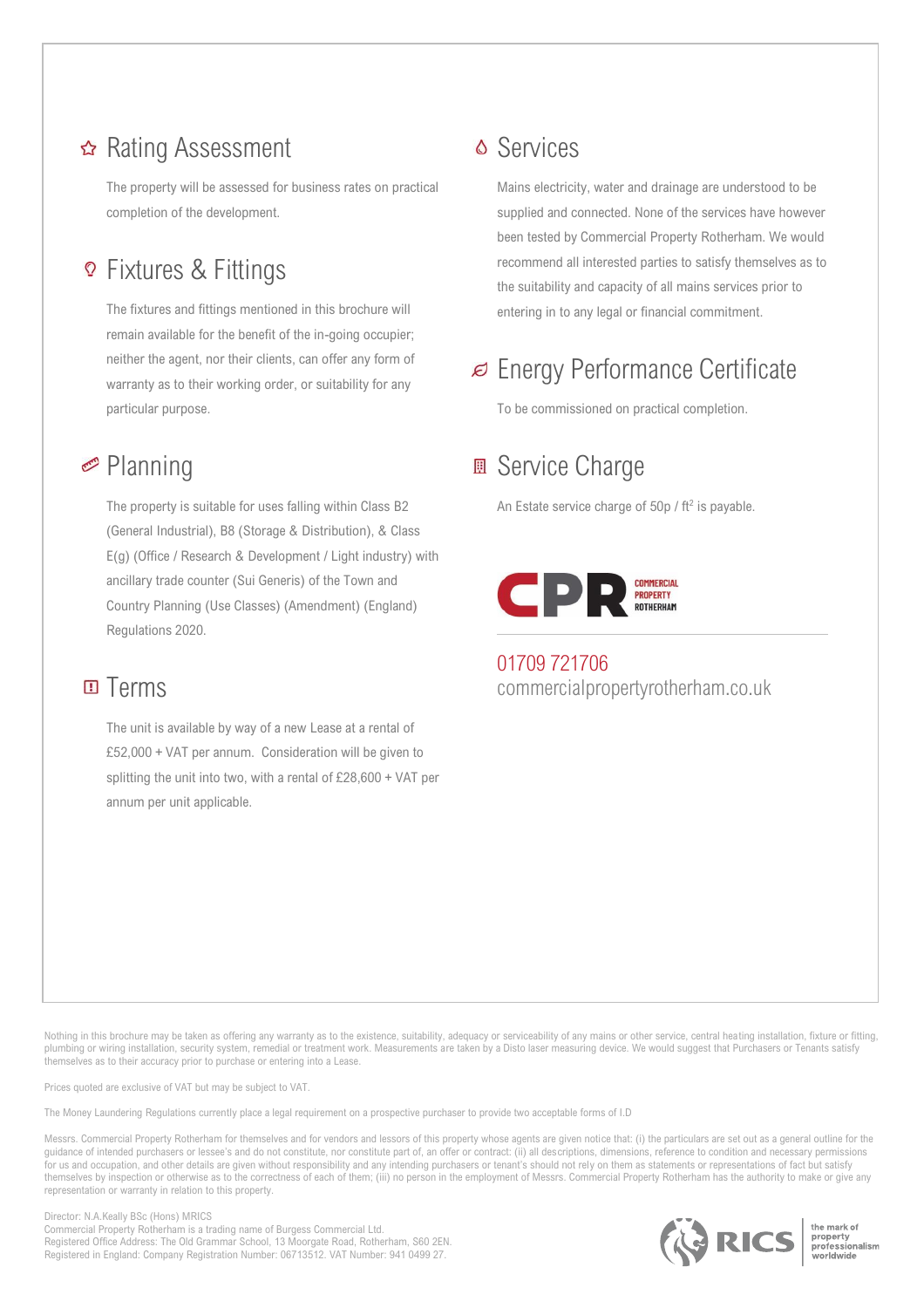## Rating Assessment

The property will be assessed for business rates on practical completion of the development.

## Fixtures & Fittings

The fixtures and fittings mentioned in this brochure will remain available for the benefit of the in-going occupier; neither the agent, nor their clients, can offer any form of warranty as to their working order, or suitability for any particular purpose.

## Planning

The property is suitable for uses falling within Class B2 (General Industrial), B8 (Storage & Distribution), & Class E(g) (Office / Research & Development / Light industry) with ancillary trade counter (Sui Generis) of the Town and Country Planning (Use Classes) (Amendment) (England) Regulations 2020.

## Terms

The unit is available by way of a new Lease at a rental of £52,000 + VAT per annum. Consideration will be given to splitting the unit into two, with a rental of £28,600 + VAT per annum per unit applicable.

## Services

Mains electricity, water and drainage are understood to be supplied and connected. None of the services have however been tested by Commercial Property Rotherham. We would recommend all interested parties to satisfy themselves as to the suitability and capacity of all mains services prior to entering in to any legal or financial commitment.

## Energy Performance Certificate

To be commissioned on practical completion.

## Service Charge

An Estate service charge of 50p / ft$^2$ is payable.

CPR COMMERCIAL PROPERTY ROTHERHAM

01709 721706
commercialpropertyrotherham.co.uk

Nothing in this brochure may be taken as offering any warranty as to the existence, suitability, adequacy or serviceability of any mains or other service, central heating installation, fixture or fitting, plumbing or wiring installation, security system, remedial or treatment work. Measurements are taken by a Disto laser measuring device. We would suggest that Purchasers or Tenants satisfy themselves as to their accuracy prior to purchase or entering into a Lease.

Prices quoted are exclusive of VAT but may be subject to VAT.

The Money Laundering Regulations currently place a legal requirement on a prospective purchaser to provide two acceptable forms of I.D

Messrs. Commercial Property Rotherham for themselves and for vendors and lessors of this property whose agents are given notice that: (i) the particulars are set out as a general outline for the guidance of intended purchasers or lessee's and do not constitute, nor constitute part of, an offer or contract: (ii) all descriptions, dimensions, reference to condition and necessary permissions for us and occupation, and other details are given without responsibility and any intending purchasers or tenant's should not rely on them as statements or representations of fact but satisfy themselves by inspection or otherwise as to the correctness of each of them; (iii) no person in the employment of Messrs. Commercial Property Rotherham has the authority to make or give any representation or warranty in relation to this property.

Director: N.A.Keally BSc (Hons) MRICS
Commercial Property Rotherham is a trading name of Burgess Commercial Ltd.
Registered Office Address: The Old Grammar School, 13 Moorgate Road, Rotherham, S60 2EN.
Registered in England: Company Registration Number: 06713512. VAT Number: 941 0499 27.

RICS the mark of property professionalism worldwide